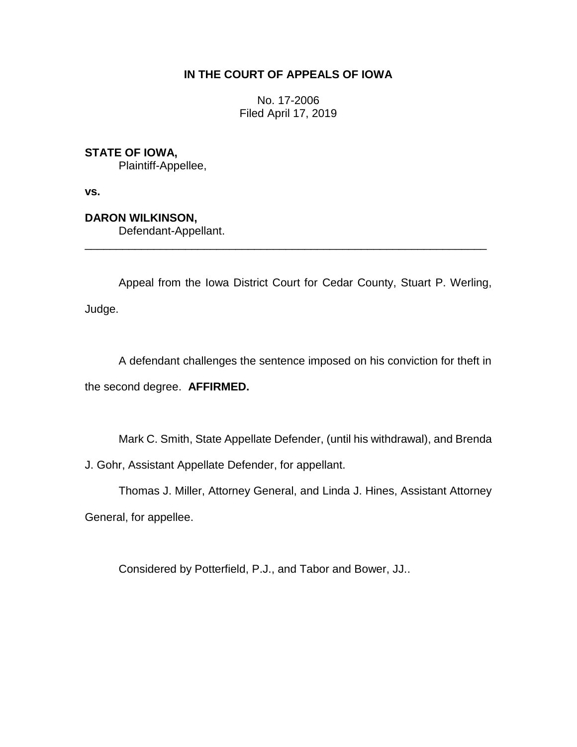**IN THE COURT OF APPEALS OF IOWA**

No. 17-2006
Filed April 17, 2019

**STATE OF IOWA,**
Plaintiff-Appellee,

**vs.**

**DARON WILKINSON,**
Defendant-Appellant.

---

Appeal from the Iowa District Court for Cedar County, Stuart P. Werling, Judge.

A defendant challenges the sentence imposed on his conviction for theft in the second degree. **AFFIRMED.**

Mark C. Smith, State Appellate Defender, (until his withdrawal), and Brenda J. Gohr, Assistant Appellate Defender, for appellant.

Thomas J. Miller, Attorney General, and Linda J. Hines, Assistant Attorney General, for appellee.

Considered by Potterfield, P.J., and Tabor and Bower, JJ..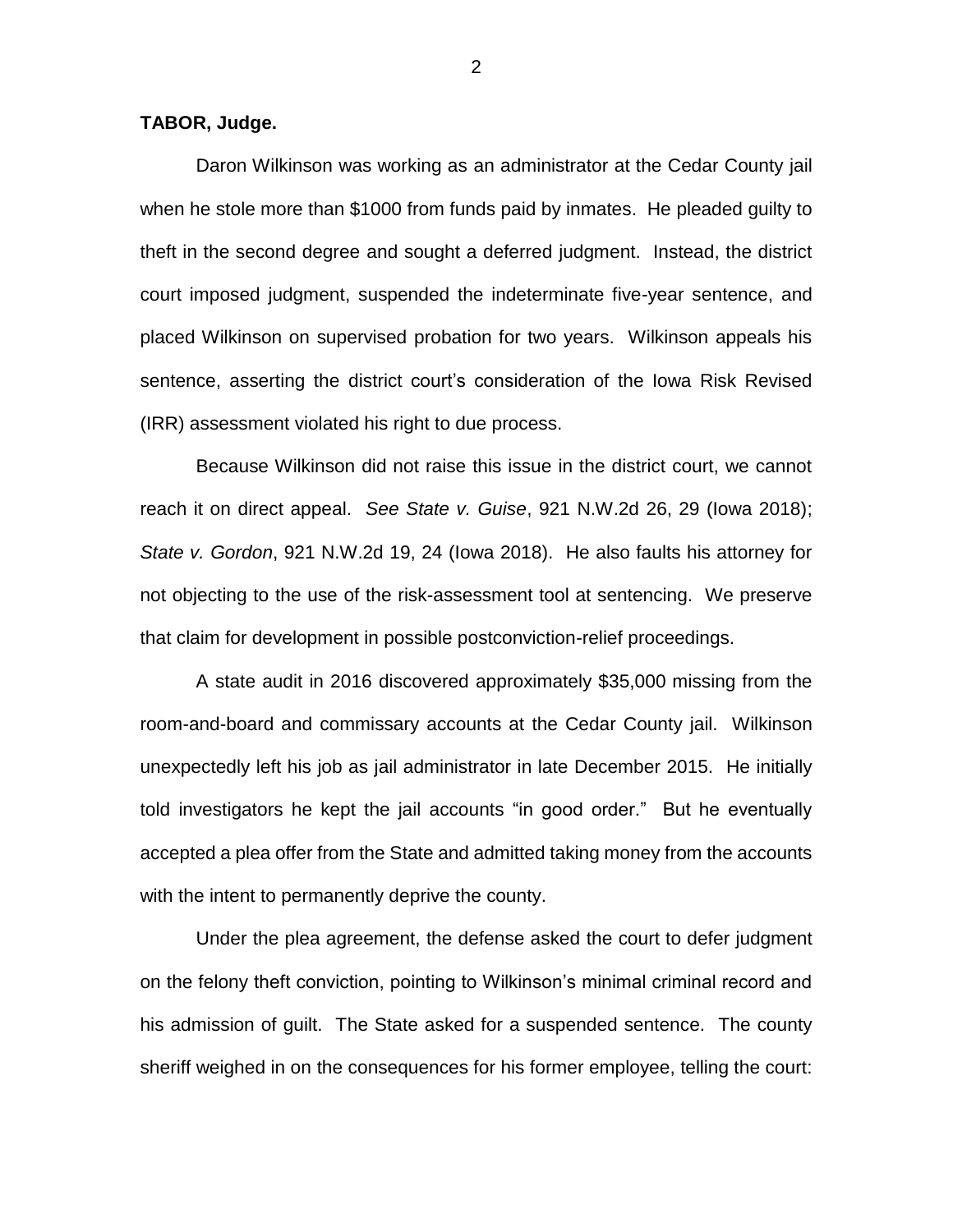**TABOR, Judge.**

Daron Wilkinson was working as an administrator at the Cedar County jail when he stole more than $1000 from funds paid by inmates. He pleaded guilty to theft in the second degree and sought a deferred judgment. Instead, the district court imposed judgment, suspended the indeterminate five-year sentence, and placed Wilkinson on supervised probation for two years. Wilkinson appeals his sentence, asserting the district court's consideration of the Iowa Risk Revised (IRR) assessment violated his right to due process.

Because Wilkinson did not raise this issue in the district court, we cannot reach it on direct appeal. *See State v. Guise*, 921 N.W.2d 26, 29 (Iowa 2018); *State v. Gordon*, 921 N.W.2d 19, 24 (Iowa 2018). He also faults his attorney for not objecting to the use of the risk-assessment tool at sentencing. We preserve that claim for development in possible postconviction-relief proceedings.

A state audit in 2016 discovered approximately $35,000 missing from the room-and-board and commissary accounts at the Cedar County jail. Wilkinson unexpectedly left his job as jail administrator in late December 2015. He initially told investigators he kept the jail accounts "in good order." But he eventually accepted a plea offer from the State and admitted taking money from the accounts with the intent to permanently deprive the county.

Under the plea agreement, the defense asked the court to defer judgment on the felony theft conviction, pointing to Wilkinson's minimal criminal record and his admission of guilt. The State asked for a suspended sentence. The county sheriff weighed in on the consequences for his former employee, telling the court: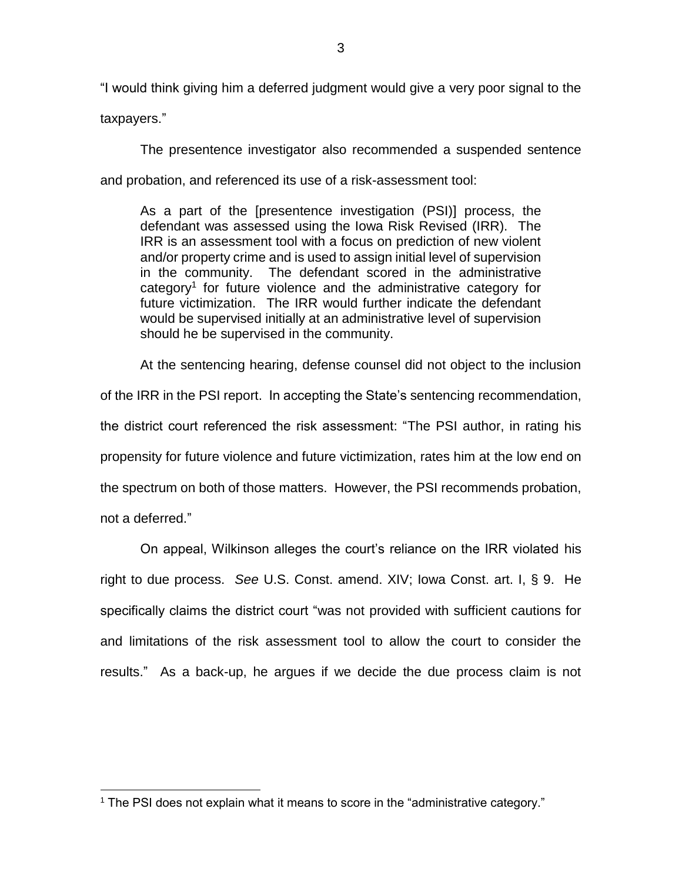"I would think giving him a deferred judgment would give a very poor signal to the taxpayers."

The presentence investigator also recommended a suspended sentence and probation, and referenced its use of a risk-assessment tool:

> As a part of the [presentence investigation (PSI)] process, the defendant was assessed using the Iowa Risk Revised (IRR). The IRR is an assessment tool with a focus on prediction of new violent and/or property crime and is used to assign initial level of supervision in the community. The defendant scored in the administrative category[1] for future violence and the administrative category for future victimization. The IRR would further indicate the defendant would be supervised initially at an administrative level of supervision should he be supervised in the community.

At the sentencing hearing, defense counsel did not object to the inclusion of the IRR in the PSI report. In accepting the State's sentencing recommendation, the district court referenced the risk assessment: "The PSI author, in rating his propensity for future violence and future victimization, rates him at the low end on the spectrum on both of those matters. However, the PSI recommends probation, not a deferred."

On appeal, Wilkinson alleges the court's reliance on the IRR violated his right to due process. *See* U.S. Const. amend. XIV; Iowa Const. art. I, § 9. He specifically claims the district court "was not provided with sufficient cautions for and limitations of the risk assessment tool to allow the court to consider the results." As a back-up, he argues if we decide the due process claim is not

[1] The PSI does not explain what it means to score in the "administrative category."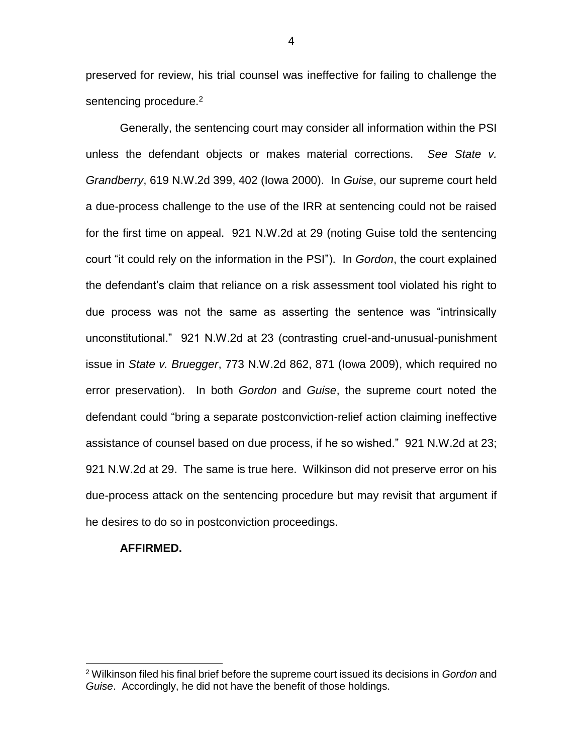preserved for review, his trial counsel was ineffective for failing to challenge the sentencing procedure.[2]

Generally, the sentencing court may consider all information within the PSI unless the defendant objects or makes material corrections. *See State v. Grandberry*, 619 N.W.2d 399, 402 (Iowa 2000). In *Guise*, our supreme court held a due-process challenge to the use of the IRR at sentencing could not be raised for the first time on appeal. 921 N.W.2d at 29 (noting Guise told the sentencing court "it could rely on the information in the PSI"). In *Gordon*, the court explained the defendant's claim that reliance on a risk assessment tool violated his right to due process was not the same as asserting the sentence was "intrinsically unconstitutional." 921 N.W.2d at 23 (contrasting cruel-and-unusual-punishment issue in *State v. Bruegger*, 773 N.W.2d 862, 871 (Iowa 2009), which required no error preservation). In both *Gordon* and *Guise*, the supreme court noted the defendant could "bring a separate postconviction-relief action claiming ineffective assistance of counsel based on due process, if he so wished." 921 N.W.2d at 23; 921 N.W.2d at 29. The same is true here. Wilkinson did not preserve error on his due-process attack on the sentencing procedure but may revisit that argument if he desires to do so in postconviction proceedings.

**AFFIRMED.**

[2] Wilkinson filed his final brief before the supreme court issued its decisions in *Gordon* and *Guise*. Accordingly, he did not have the benefit of those holdings.